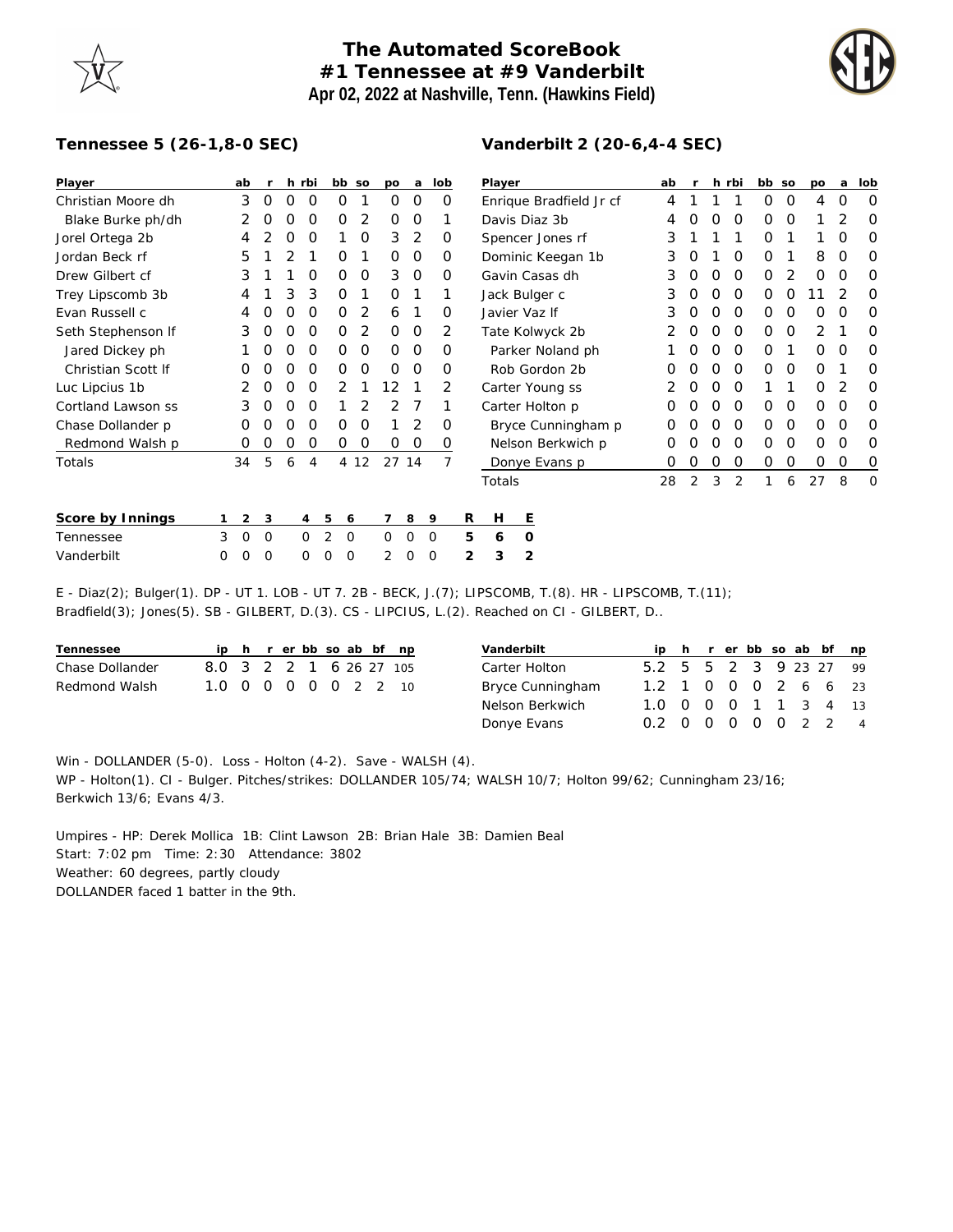# The Automated ScoreBook
## #1 Tennessee at #9 Vanderbilt
### Apr 02, 2022 at Nashville, Tenn. (Hawkins Field)

**Tennessee 5 (26-1,8-0 SEC)**

| Player | ab | r | h | rbi | bb | so | po | a | lob |
|---|---|---|---|---|---|---|---|---|---|
| Christian Moore dh | 3 | 0 | 0 | 0 | 0 | 1 | 0 | 0 | 0 |
| Blake Burke ph/dh | 2 | 0 | 0 | 0 | 0 | 2 | 0 | 0 | 1 |
| Jorel Ortega 2b | 4 | 2 | 0 | 0 | 1 | 0 | 3 | 2 | 0 |
| Jordan Beck rf | 5 | 1 | 2 | 1 | 0 | 1 | 0 | 0 | 0 |
| Drew Gilbert cf | 3 | 1 | 1 | 0 | 0 | 0 | 3 | 0 | 0 |
| Trey Lipscomb 3b | 4 | 1 | 3 | 3 | 0 | 1 | 0 | 1 | 1 |
| Evan Russell c | 4 | 0 | 0 | 0 | 0 | 2 | 6 | 1 | 0 |
| Seth Stephenson lf | 3 | 0 | 0 | 0 | 0 | 2 | 0 | 0 | 2 |
| Jared Dickey ph | 1 | 0 | 0 | 0 | 0 | 0 | 0 | 0 | 0 |
| Christian Scott lf | 0 | 0 | 0 | 0 | 0 | 0 | 0 | 0 | 0 |
| Luc Lipcius 1b | 2 | 0 | 0 | 0 | 2 | 1 | 12 | 1 | 2 |
| Cortland Lawson ss | 3 | 0 | 0 | 0 | 1 | 2 | 2 | 7 | 1 |
| Chase Dollander p | 0 | 0 | 0 | 0 | 0 | 0 | 1 | 2 | 0 |
| Redmond Walsh p | 0 | 0 | 0 | 0 | 0 | 0 | 0 | 0 | 0 |
| Totals | 34 | 5 | 6 | 4 | 4 | 12 | 27 | 14 | 7 |

**Vanderbilt 2 (20-6,4-4 SEC)**

| Player | ab | r | h | rbi | bb | so | po | a | lob |
|---|---|---|---|---|---|---|---|---|---|
| Enrique Bradfield Jr cf | 4 | 1 | 1 | 1 | 0 | 0 | 4 | 0 | 0 |
| Davis Diaz 3b | 4 | 0 | 0 | 0 | 0 | 0 | 1 | 2 | 0 |
| Spencer Jones rf | 3 | 1 | 1 | 1 | 0 | 1 | 1 | 0 | 0 |
| Dominic Keegan 1b | 3 | 0 | 1 | 0 | 0 | 1 | 8 | 0 | 0 |
| Gavin Casas dh | 3 | 0 | 0 | 0 | 0 | 2 | 0 | 0 | 0 |
| Jack Bulger c | 3 | 0 | 0 | 0 | 0 | 0 | 11 | 2 | 0 |
| Javier Vaz lf | 3 | 0 | 0 | 0 | 0 | 0 | 0 | 0 | 0 |
| Tate Kolwyck 2b | 2 | 0 | 0 | 0 | 0 | 0 | 2 | 1 | 0 |
| Parker Noland ph | 1 | 0 | 0 | 0 | 0 | 1 | 0 | 0 | 0 |
| Rob Gordon 2b | 0 | 0 | 0 | 0 | 0 | 0 | 0 | 1 | 0 |
| Carter Young ss | 2 | 0 | 0 | 0 | 1 | 1 | 0 | 2 | 0 |
| Carter Holton p | 0 | 0 | 0 | 0 | 0 | 0 | 0 | 0 | 0 |
| Bryce Cunningham p | 0 | 0 | 0 | 0 | 0 | 0 | 0 | 0 | 0 |
| Nelson Berkwich p | 0 | 0 | 0 | 0 | 0 | 0 | 0 | 0 | 0 |
| Donye Evans p | 0 | 0 | 0 | 0 | 0 | 0 | 0 | 0 | 0 |
| Totals | 28 | 2 | 3 | 2 | 1 | 6 | 27 | 8 | 0 |

| Score by Innings | 1 | 2 | 3 | 4 | 5 | 6 | 7 | 8 | 9 | R | H | E |
|---|---|---|---|---|---|---|---|---|---|---|---|---|
| Tennessee | 3 | 0 | 0 | 0 | 2 | 0 | 0 | 0 | 0 | 5 | 6 | 0 |
| Vanderbilt | 0 | 0 | 0 | 0 | 0 | 0 | 2 | 0 | 0 | 2 | 3 | 2 |

E - Diaz(2); Bulger(1). DP - UT 1. LOB - UT 7. 2B - BECK, J.(7); LIPSCOMB, T.(8). HR - LIPSCOMB, T.(11); Bradfield(3); Jones(5). SB - GILBERT, D.(3). CS - LIPCIUS, L.(2). Reached on CI - GILBERT, D..

| Tennessee | ip | h | r | er | bb | so | ab | bf | np |
|---|---|---|---|---|---|---|---|---|---|
| Chase Dollander | 8.0 | 3 | 2 | 2 | 1 | 6 | 26 | 27 | 105 |
| Redmond Walsh | 1.0 | 0 | 0 | 0 | 0 | 0 | 2 | 2 | 10 |

| Vanderbilt | ip | h | r | er | bb | so | ab | bf | np |
|---|---|---|---|---|---|---|---|---|---|
| Carter Holton | 5.2 | 5 | 5 | 2 | 3 | 9 | 23 | 27 | 99 |
| Bryce Cunningham | 1.2 | 1 | 0 | 0 | 0 | 2 | 6 | 6 | 23 |
| Nelson Berkwich | 1.0 | 0 | 0 | 0 | 1 | 1 | 3 | 4 | 13 |
| Donye Evans | 0.2 | 0 | 0 | 0 | 0 | 0 | 2 | 2 | 4 |

Win - DOLLANDER (5-0). Loss - Holton (4-2). Save - WALSH (4).
WP - Holton(1). CI - Bulger. Pitches/strikes: DOLLANDER 105/74; WALSH 10/7; Holton 99/62; Cunningham 23/16; Berkwich 13/6; Evans 4/3.

Umpires - HP: Derek Mollica 1B: Clint Lawson 2B: Brian Hale 3B: Damien Beal
Start: 7:02 pm Time: 2:30 Attendance: 3802
Weather: 60 degrees, partly cloudy
DOLLANDER faced 1 batter in the 9th.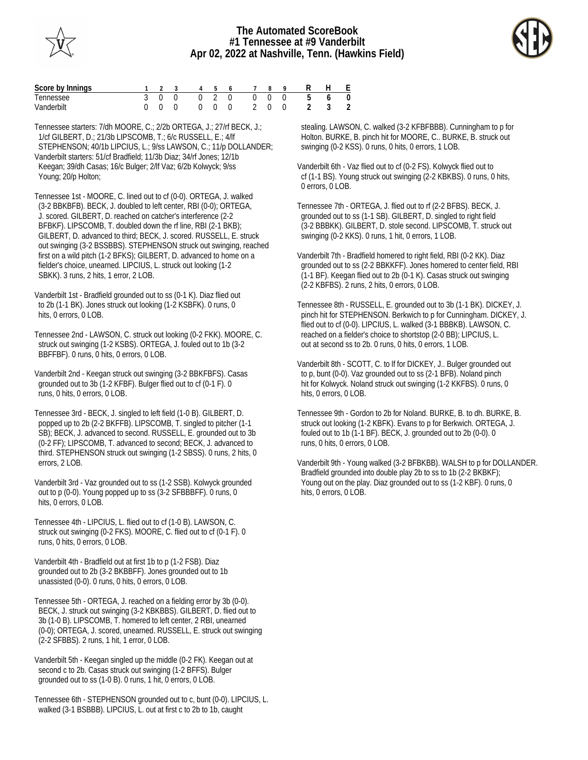# The Automated ScoreBook
## #1 Tennessee at #9 Vanderbilt
## Apr 02, 2022 at Nashville, Tenn. (Hawkins Field)

| Score by Innings | 1 | 2 | 3 | 4 | 5 | 6 | 7 | 8 | 9 | R | H | E |
|---|---|---|---|---|---|---|---|---|---|---|---|---|
| Tennessee | 3 | 0 | 0 | 0 | 2 | 0 | 0 | 0 | 0 | 5 | 6 | 0 |
| Vanderbilt | 0 | 0 | 0 | 0 | 0 | 0 | 2 | 0 | 0 | 2 | 3 | 2 |

Tennessee starters: 7/dh MOORE, C.; 2/2b ORTEGA, J.; 27/rf BECK, J.; 1/cf GILBERT, D.; 21/3b LIPSCOMB, T.; 6/c RUSSELL, E.; 4/lf STEPHENSON; 40/1b LIPCIUS, L.; 9/ss LAWSON, C.; 11/p DOLLANDER;
Vanderbilt starters: 51/cf Bradfield; 11/3b Diaz; 34/rf Jones; 12/1b Keegan; 39/dh Casas; 16/c Bulger; 2/lf Vaz; 6/2b Kolwyck; 9/ss Young; 20/p Holton;

Tennessee 1st - MOORE, C. lined out to cf (0-0). ORTEGA, J. walked (3-2 BBKBFB). BECK, J. doubled to left center, RBI (0-0); ORTEGA, J. scored. GILBERT, D. reached on catcher's interference (2-2 BFBKF). LIPSCOMB, T. doubled down the rf line, RBI (2-1 BKB); GILBERT, D. advanced to third; BECK, J. scored. RUSSELL, E. struck out swinging (3-2 BSSBBS). STEPHENSON struck out swinging, reached first on a wild pitch (1-2 BFKS); GILBERT, D. advanced to home on a fielder's choice, unearned. LIPCIUS, L. struck out looking (1-2 SBKK). 3 runs, 2 hits, 1 error, 2 LOB.

Vanderbilt 1st - Bradfield grounded out to ss (0-1 K). Diaz flied out to 2b (1-1 BK). Jones struck out looking (1-2 KSBFK). 0 runs, 0 hits, 0 errors, 0 LOB.

Tennessee 2nd - LAWSON, C. struck out looking (0-2 FKK). MOORE, C. struck out swinging (1-2 KSBS). ORTEGA, J. fouled out to 1b (3-2 BBFFBF). 0 runs, 0 hits, 0 errors, 0 LOB.

Vanderbilt 2nd - Keegan struck out swinging (3-2 BBKFBFS). Casas grounded out to 3b (1-2 KFBF). Bulger flied out to cf (0-1 F). 0 runs, 0 hits, 0 errors, 0 LOB.

Tennessee 3rd - BECK, J. singled to left field (1-0 B). GILBERT, D. popped up to 2b (2-2 BKFFB). LIPSCOMB, T. singled to pitcher (1-1 SB); BECK, J. advanced to second. RUSSELL, E. grounded out to 3b (0-2 FF); LIPSCOMB, T. advanced to second; BECK, J. advanced to third. STEPHENSON struck out swinging (1-2 SBSS). 0 runs, 2 hits, 0 errors, 2 LOB.

Vanderbilt 3rd - Vaz grounded out to ss (1-2 SSB). Kolwyck grounded out to p (0-0). Young popped up to ss (3-2 SFBBBFF). 0 runs, 0 hits, 0 errors, 0 LOB.

Tennessee 4th - LIPCIUS, L. flied out to cf (1-0 B). LAWSON, C. struck out swinging (0-2 FKS). MOORE, C. flied out to cf (0-1 F). 0 runs, 0 hits, 0 errors, 0 LOB.

Vanderbilt 4th - Bradfield out at first 1b to p (1-2 FSB). Diaz grounded out to 2b (3-2 BKBBFF). Jones grounded out to 1b unassisted (0-0). 0 runs, 0 hits, 0 errors, 0 LOB.

Tennessee 5th - ORTEGA, J. reached on a fielding error by 3b (0-0). BECK, J. struck out swinging (3-2 KBKBBS). GILBERT, D. flied out to 3b (1-0 B). LIPSCOMB, T. homered to left center, 2 RBI, unearned (0-0); ORTEGA, J. scored, unearned. RUSSELL, E. struck out swinging (2-2 SFBBS). 2 runs, 1 hit, 1 error, 0 LOB.

Vanderbilt 5th - Keegan singled up the middle (0-2 FK). Keegan out at second c to 2b. Casas struck out swinging (1-2 BFFS). Bulger grounded out to ss (1-0 B). 0 runs, 1 hit, 0 errors, 0 LOB.

Tennessee 6th - STEPHENSON grounded out to c, bunt (0-0). LIPCIUS, L. walked (3-1 BSBBB). LIPCIUS, L. out at first c to 2b to 1b, caught stealing. LAWSON, C. walked (3-2 KFBFBBB). Cunningham to p for Holton. BURKE, B. pinch hit for MOORE, C.. BURKE, B. struck out swinging (0-2 KSS). 0 runs, 0 hits, 0 errors, 1 LOB.

Vanderbilt 6th - Vaz flied out to cf (0-2 FS). Kolwyck flied out to cf (1-1 BS). Young struck out swinging (2-2 KBKBS). 0 runs, 0 hits, 0 errors, 0 LOB.

Tennessee 7th - ORTEGA, J. flied out to rf (2-2 BFBS). BECK, J. grounded out to ss (1-1 SB). GILBERT, D. singled to right field (3-2 BBBKK). GILBERT, D. stole second. LIPSCOMB, T. struck out swinging (0-2 KKS). 0 runs, 1 hit, 0 errors, 1 LOB.

Vanderbilt 7th - Bradfield homered to right field, RBI (0-2 KK). Diaz grounded out to ss (2-2 BBKKFF). Jones homered to center field, RBI (1-1 BF). Keegan flied out to 2b (0-1 K). Casas struck out swinging (2-2 KBFBS). 2 runs, 2 hits, 0 errors, 0 LOB.

Tennessee 8th - RUSSELL, E. grounded out to 3b (1-1 BK). DICKEY, J. pinch hit for STEPHENSON. Berkwich to p for Cunningham. DICKEY, J. flied out to cf (0-0). LIPCIUS, L. walked (3-1 BBBKB). LAWSON, C. reached on a fielder's choice to shortstop (2-0 BB); LIPCIUS, L. out at second ss to 2b. 0 runs, 0 hits, 0 errors, 1 LOB.

Vanderbilt 8th - SCOTT, C. to lf for DICKEY, J.. Bulger grounded out to p, bunt (0-0). Vaz grounded out to ss (2-1 BFB). Noland pinch hit for Kolwyck. Noland struck out swinging (1-2 KKFBS). 0 runs, 0 hits, 0 errors, 0 LOB.

Tennessee 9th - Gordon to 2b for Noland. BURKE, B. to dh. BURKE, B. struck out looking (1-2 KBFK). Evans to p for Berkwich. ORTEGA, J. fouled out to 1b (1-1 BF). BECK, J. grounded out to 2b (0-0). 0 runs, 0 hits, 0 errors, 0 LOB.

Vanderbilt 9th - Young walked (3-2 BFBKBB). WALSH to p for DOLLANDER. Bradfield grounded into double play 2b to ss to 1b (2-2 BKBKF); Young out on the play. Diaz grounded out to ss (1-2 KBF). 0 runs, 0 hits, 0 errors, 0 LOB.